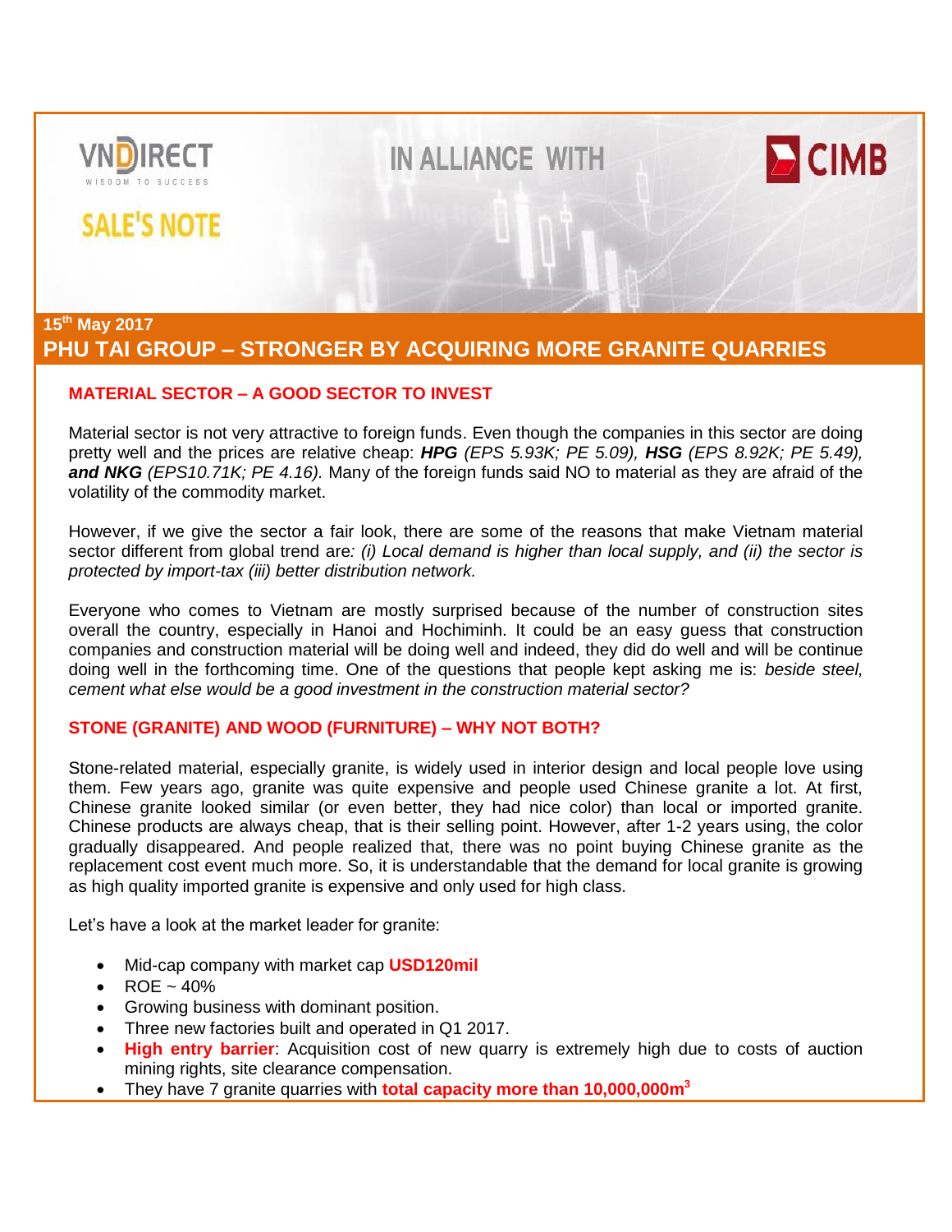VNDIRECT
WISDOM TO SUCCESS

IN ALLIANCE WITH CIMB

# SALE'S NOTE

15th May 2017

# PHU TAI GROUP – STRONGER BY ACQUIRING MORE GRANITE QUARRIES

## MATERIAL SECTOR – A GOOD SECTOR TO INVEST

Material sector is not very attractive to foreign funds. Even though the companies in this sector are doing pretty well and the prices are relative cheap: ***HPG*** *(EPS 5.93K; PE 5.09),* ***HSG*** *(EPS 8.92K; PE 5.49),* ***and NKG*** *(EPS10.71K; PE 4.16).* Many of the foreign funds said NO to material as they are afraid of the volatility of the commodity market.

However, if we give the sector a fair look, there are some of the reasons that make Vietnam material sector different from global trend are*: (i) Local demand is higher than local supply, and (ii) the sector is protected by import-tax (iii) better distribution network.*

Everyone who comes to Vietnam are mostly surprised because of the number of construction sites overall the country, especially in Hanoi and Hochiminh. It could be an easy guess that construction companies and construction material will be doing well and indeed, they did do well and will be continue doing well in the forthcoming time. One of the questions that people kept asking me is: *beside steel, cement what else would be a good investment in the construction material sector?*

## STONE (GRANITE) AND WOOD (FURNITURE) – WHY NOT BOTH?

Stone-related material, especially granite, is widely used in interior design and local people love using them. Few years ago, granite was quite expensive and people used Chinese granite a lot. At first, Chinese granite looked similar (or even better, they had nice color) than local or imported granite. Chinese products are always cheap, that is their selling point. However, after 1-2 years using, the color gradually disappeared. And people realized that, there was no point buying Chinese granite as the replacement cost event much more. So, it is understandable that the demand for local granite is growing as high quality imported granite is expensive and only used for high class.

Let's have a look at the market leader for granite:

- Mid-cap company with market cap **USD120mil**
- ROE ~ 40%
- Growing business with dominant position.
- Three new factories built and operated in Q1 2017.
- **High entry barrier**: Acquisition cost of new quarry is extremely high due to costs of auction mining rights, site clearance compensation.
- They have 7 granite quarries with **total capacity more than 10,000,000m$^3$**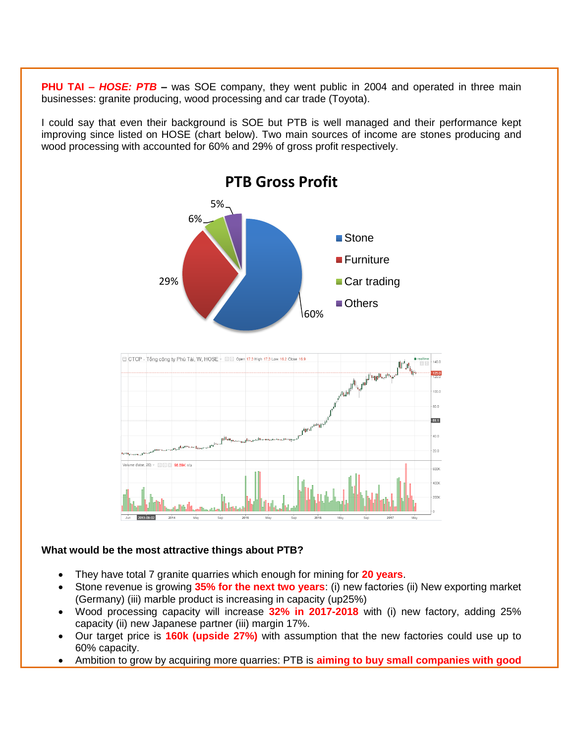**PHU TAI – *HOSE: PTB*** – was SOE company, they went public in 2004 and operated in three main businesses: granite producing, wood processing and car trade (Toyota).

I could say that even their background is SOE but PTB is well managed and their performance kept improving since listed on HOSE (chart below). Two main sources of income are stones producing and wood processing with accounted for 60% and 29% of gross profit respectively.

**PTB Gross Profit**

| Segment | Share |
|---|---|
| Stone | 60% |
| Furniture | 29% |
| Car trading | 6% |
| Others | 5% |

**What would be the most attractive things about PTB?**

- They have total 7 granite quarries which enough for mining for **20 years**.
- Stone revenue is growing **35% for the next two years**: (i) new factories (ii) New exporting market (Germany) (iii) marble product is increasing in capacity (up25%)
- Wood processing capacity will increase **32% in 2017-2018** with (i) new factory, adding 25% capacity (ii) new Japanese partner (iii) margin 17%.
- Our target price is **160k (upside 27%)** with assumption that the new factories could use up to 60% capacity.
- Ambition to grow by acquiring more quarries: PTB is **aiming to buy small companies with good**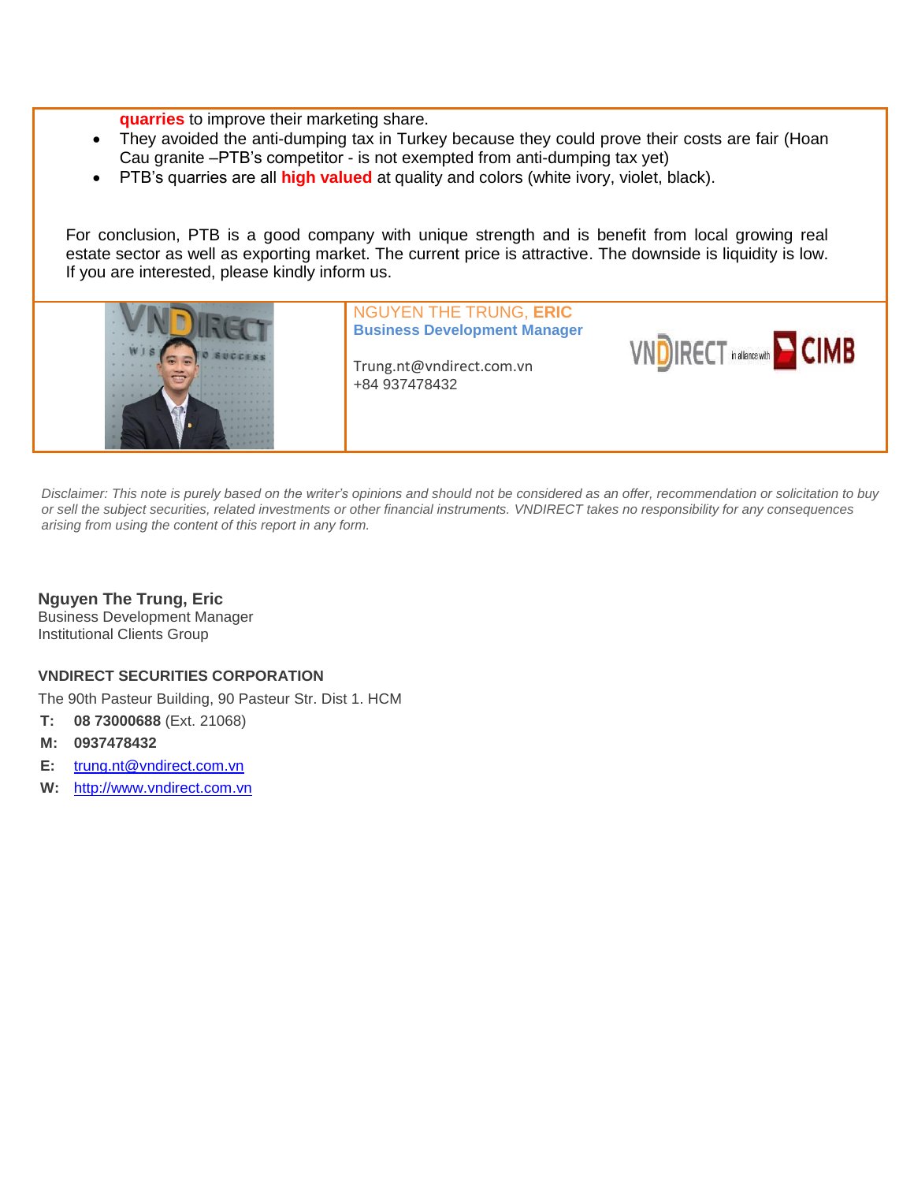- **quarries** to improve their marketing share.
- They avoided the anti-dumping tax in Turkey because they could prove their costs are fair (Hoan Cau granite –PTB's competitor - is not exempted from anti-dumping tax yet)
- PTB's quarries are all **high valued** at quality and colors (white ivory, violet, black).

For conclusion, PTB is a good company with unique strength and is benefit from local growing real estate sector as well as exporting market. The current price is attractive. The downside is liquidity is low. If you are interested, please kindly inform us.

NGUYEN THE TRUNG, **ERIC**
**Business Development Manager**

Trung.nt@vndirect.com.vn
+84 937478432

VNDIRECT in alliance with CIMB

*Disclaimer: This note is purely based on the writer's opinions and should not be considered as an offer, recommendation or solicitation to buy or sell the subject securities, related investments or other financial instruments. VNDIRECT takes no responsibility for any consequences arising from using the content of this report in any form.*

**Nguyen The Trung, Eric**
Business Development Manager
Institutional Clients Group

**VNDIRECT SECURITIES CORPORATION**
The 90th Pasteur Building, 90 Pasteur Str. Dist 1. HCM

**T:** **08 73000688** (Ext. 21068)
**M:** **0937478432**
**E:** trung.nt@vndirect.com.vn
**W:** http://www.vndirect.com.vn